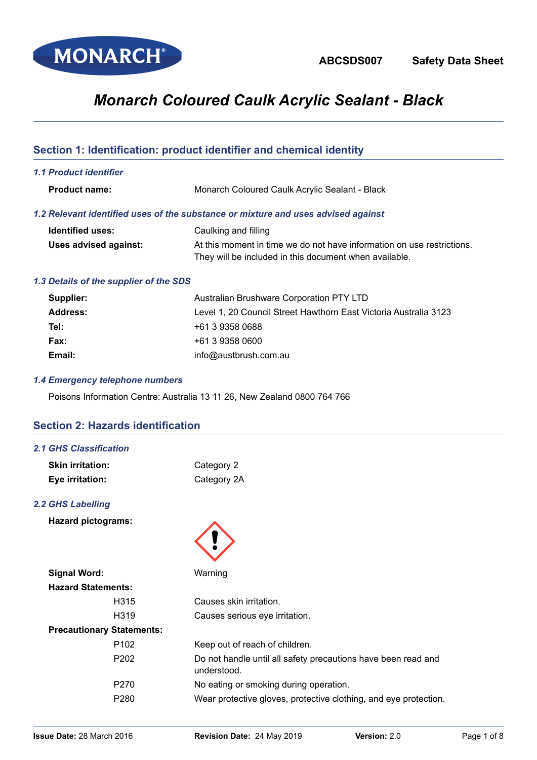MONARCH®

**ABCSDS007** **Safety Data Sheet**

# *Monarch Coloured Caulk Acrylic Sealant - Black*

## Section 1: Identification: product identifier and chemical identity

### *1.1 Product identifier*

| | |
|---|---|
| **Product name:** | Monarch Coloured Caulk Acrylic Sealant - Black |

### *1.2 Relevant identified uses of the substance or mixture and uses advised against*

| | |
|---|---|
| **Identified uses:** | Caulking and filling |
| **Uses advised against:** | At this moment in time we do not have information on use restrictions. They will be included in this document when available. |

### *1.3 Details of the supplier of the SDS*

| | |
|---|---|
| **Supplier:** | Australian Brushware Corporation PTY LTD |
| **Address:** | Level 1, 20 Council Street Hawthorn East Victoria Australia 3123 |
| **Tel:** | +61 3 9358 0688 |
| **Fax:** | +61 3 9358 0600 |
| **Email:** | info@austbrush.com.au |

### *1.4 Emergency telephone numbers*

Poisons Information Centre: Australia 13 11 26, New Zealand 0800 764 766

## Section 2: Hazards identification

### *2.1 GHS Classification*

| | |
|---|---|
| **Skin irritation:** | Category 2 |
| **Eye irritation:** | Category 2A |

### *2.2 GHS Labelling*

**Hazard pictograms:**

**Signal Word:** Warning

**Hazard Statements:**

| | |
|---|---|
| H315 | Causes skin irritation. |
| H319 | Causes serious eye irritation. |

**Precautionary Statements:**

| | |
|---|---|
| P102 | Keep out of reach of children. |
| P202 | Do not handle until all safety precautions have been read and understood. |
| P270 | No eating or smoking during operation. |
| P280 | Wear protective gloves, protective clothing, and eye protection. |

**Issue Date:** 28 March 2016 **Revision Date:** 24 May 2019 **Version:** 2.0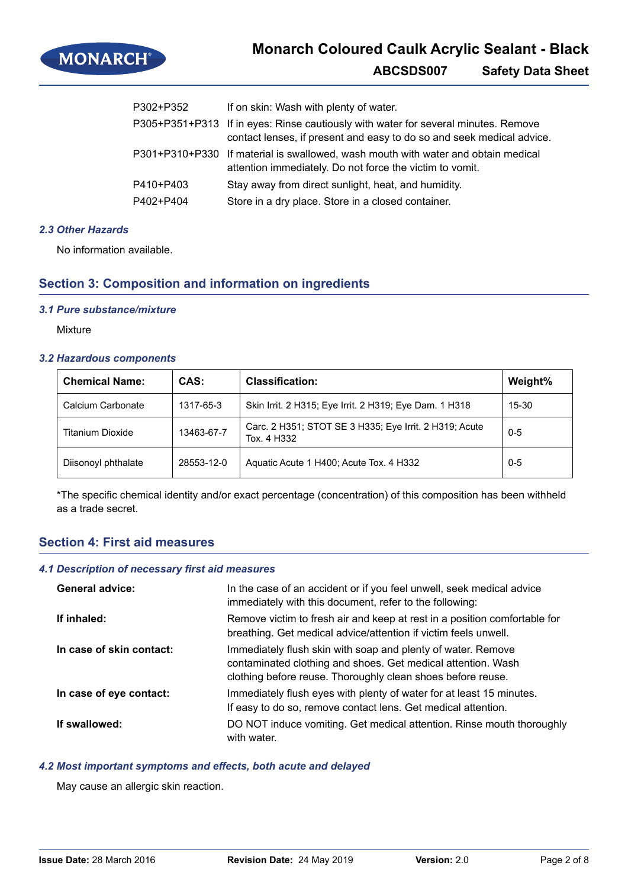| | |
|---|---|
| P302+P352 | If on skin: Wash with plenty of water. |
| P305+P351+P313 | If in eyes: Rinse cautiously with water for several minutes. Remove contact lenses, if present and easy to do so and seek medical advice. |
| P301+P310+P330 | If material is swallowed, wash mouth with water and obtain medical attention immediately. Do not force the victim to vomit. |
| P410+P403 | Stay away from direct sunlight, heat, and humidity. |
| P402+P404 | Store in a dry place. Store in a closed container. |

### *2.3 Other Hazards*

No information available.

## Section 3: Composition and information on ingredients

### *3.1 Pure substance/mixture*

Mixture

### *3.2 Hazardous components*

| Chemical Name: | CAS: | Classification: | Weight% |
|---|---|---|---|
| Calcium Carbonate | 1317-65-3 | Skin Irrit. 2 H315; Eye Irrit. 2 H319; Eye Dam. 1 H318 | 15-30 |
| Titanium Dioxide | 13463-67-7 | Carc. 2 H351; STOT SE 3 H335; Eye Irrit. 2 H319; Acute Tox. 4 H332 | 0-5 |
| Diisonoyl phthalate | 28553-12-0 | Aquatic Acute 1 H400; Acute Tox. 4 H332 | 0-5 |

*The specific chemical identity and/or exact percentage (concentration) of this composition has been withheld as a trade secret.

## Section 4: First aid measures

### *4.1 Description of necessary first aid measures*

| | |
|---|---|
| **General advice:** | In the case of an accident or if you feel unwell, seek medical advice immediately with this document, refer to the following: |
| **If inhaled:** | Remove victim to fresh air and keep at rest in a position comfortable for breathing. Get medical advice/attention if victim feels unwell. |
| **In case of skin contact:** | Immediately flush skin with soap and plenty of water. Remove contaminated clothing and shoes. Get medical attention. Wash clothing before reuse. Thoroughly clean shoes before reuse. |
| **In case of eye contact:** | Immediately flush eyes with plenty of water for at least 15 minutes. If easy to do so, remove contact lens. Get medical attention. |
| **If swallowed:** | DO NOT induce vomiting. Get medical attention. Rinse mouth thoroughly with water. |

### *4.2 Most important symptoms and effects, both acute and delayed*

May cause an allergic skin reaction.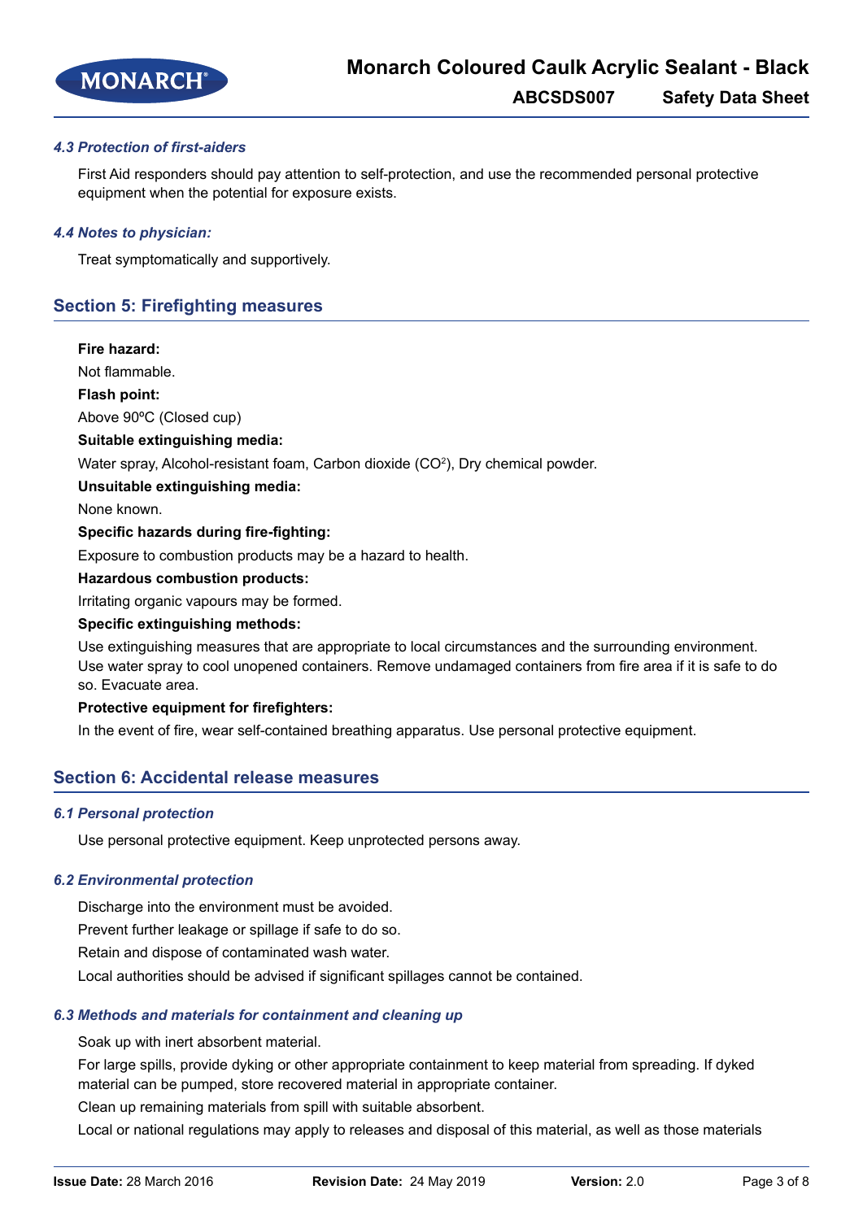### 4.3 Protection of first-aiders

First Aid responders should pay attention to self-protection, and use the recommended personal protective equipment when the potential for exposure exists.

### 4.4 Notes to physician:

Treat symptomatically and supportively.

## Section 5: Firefighting measures

**Fire hazard:**

Not flammable.

**Flash point:**

Above 90ºC (Closed cup)

**Suitable extinguishing media:**

Water spray, Alcohol-resistant foam, Carbon dioxide ($CO^2$), Dry chemical powder.

**Unsuitable extinguishing media:**

None known.

**Specific hazards during fire-fighting:**

Exposure to combustion products may be a hazard to health.

**Hazardous combustion products:**

Irritating organic vapours may be formed.

**Specific extinguishing methods:**

Use extinguishing measures that are appropriate to local circumstances and the surrounding environment. Use water spray to cool unopened containers. Remove undamaged containers from fire area if it is safe to do so. Evacuate area.

**Protective equipment for firefighters:**

In the event of fire, wear self-contained breathing apparatus. Use personal protective equipment.

## Section 6: Accidental release measures

### 6.1 Personal protection

Use personal protective equipment. Keep unprotected persons away.

### 6.2 Environmental protection

Discharge into the environment must be avoided.

Prevent further leakage or spillage if safe to do so.

Retain and dispose of contaminated wash water.

Local authorities should be advised if significant spillages cannot be contained.

### 6.3 Methods and materials for containment and cleaning up

Soak up with inert absorbent material.

For large spills, provide dyking or other appropriate containment to keep material from spreading. If dyked material can be pumped, store recovered material in appropriate container.

Clean up remaining materials from spill with suitable absorbent.

Local or national regulations may apply to releases and disposal of this material, as well as those materials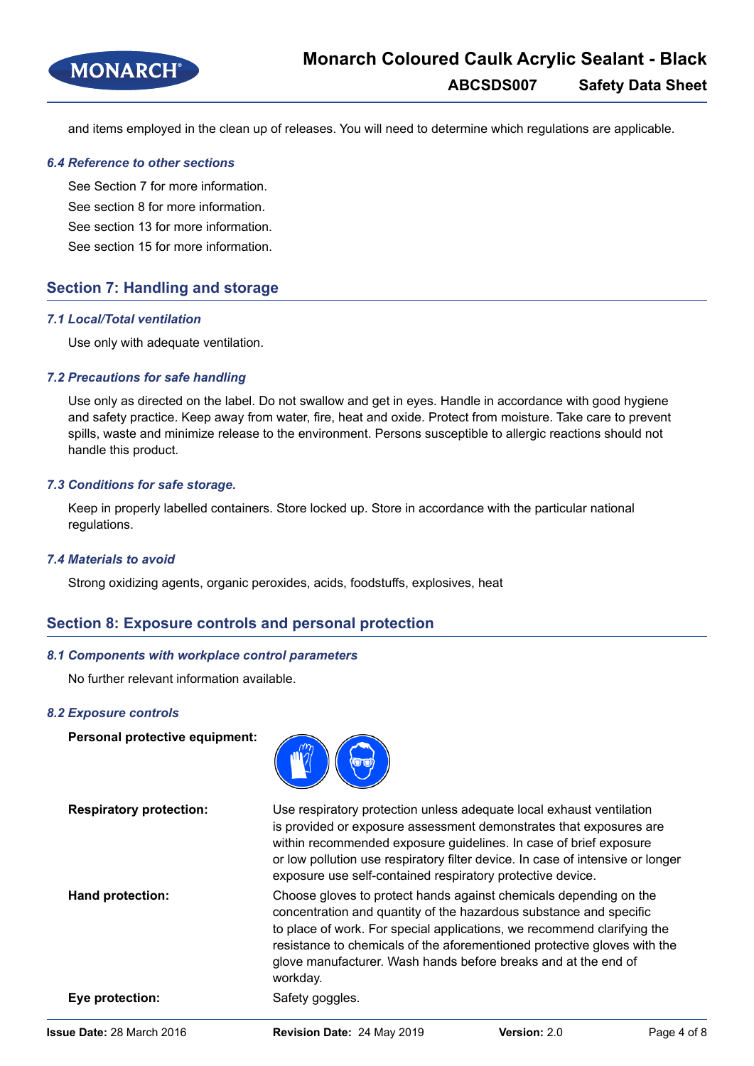and items employed in the clean up of releases. You will need to determine which regulations are applicable.

### *6.4 Reference to other sections*

See Section 7 for more information.

See section 8 for more information.

See section 13 for more information.

See section 15 for more information.

## Section 7: Handling and storage

### *7.1 Local/Total ventilation*

Use only with adequate ventilation.

### *7.2 Precautions for safe handling*

Use only as directed on the label. Do not swallow and get in eyes. Handle in accordance with good hygiene and safety practice. Keep away from water, fire, heat and oxide. Protect from moisture. Take care to prevent spills, waste and minimize release to the environment. Persons susceptible to allergic reactions should not handle this product.

### *7.3 Conditions for safe storage.*

Keep in properly labelled containers. Store locked up. Store in accordance with the particular national regulations.

### *7.4 Materials to avoid*

Strong oxidizing agents, organic peroxides, acids, foodstuffs, explosives, heat

## Section 8: Exposure controls and personal protection

### *8.1 Components with workplace control parameters*

No further relevant information available.

### *8.2 Exposure controls*

**Personal protective equipment:**

**Respiratory protection:** Use respiratory protection unless adequate local exhaust ventilation is provided or exposure assessment demonstrates that exposures are within recommended exposure guidelines. In case of brief exposure or low pollution use respiratory filter device. In case of intensive or longer exposure use self-contained respiratory protective device.

**Hand protection:** Choose gloves to protect hands against chemicals depending on the concentration and quantity of the hazardous substance and specific to place of work. For special applications, we recommend clarifying the resistance to chemicals of the aforementioned protective gloves with the glove manufacturer. Wash hands before breaks and at the end of workday.

**Eye protection:** Safety goggles.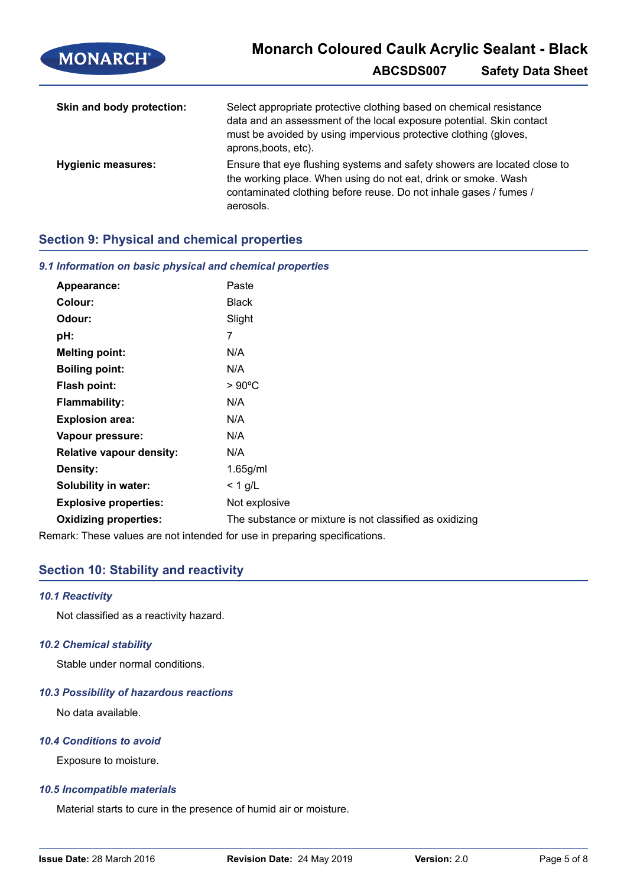**Skin and body protection:** Select appropriate protective clothing based on chemical resistance data and an assessment of the local exposure potential. Skin contact must be avoided by using impervious protective clothing (gloves, aprons,boots, etc).

**Hygienic measures:** Ensure that eye flushing systems and safety showers are located close to the working place. When using do not eat, drink or smoke. Wash contaminated clothing before reuse. Do not inhale gases / fumes / aerosols.

## Section 9: Physical and chemical properties

### *9.1 Information on basic physical and chemical properties*

| | |
|---|---|
| **Appearance:** | Paste |
| **Colour:** | Black |
| **Odour:** | Slight |
| **pH:** | 7 |
| **Melting point:** | N/A |
| **Boiling point:** | N/A |
| **Flash point:** | > 90ºC |
| **Flammability:** | N/A |
| **Explosion area:** | N/A |
| **Vapour pressure:** | N/A |
| **Relative vapour density:** | N/A |
| **Density:** | 1.65g/ml |
| **Solubility in water:** | < 1 g/L |
| **Explosive properties:** | Not explosive |
| **Oxidizing properties:** | The substance or mixture is not classified as oxidizing |

Remark: These values are not intended for use in preparing specifications.

## Section 10: Stability and reactivity

### *10.1 Reactivity*

Not classified as a reactivity hazard.

### *10.2 Chemical stability*

Stable under normal conditions.

### *10.3 Possibility of hazardous reactions*

No data available.

### *10.4 Conditions to avoid*

Exposure to moisture.

### *10.5 Incompatible materials*

Material starts to cure in the presence of humid air or moisture.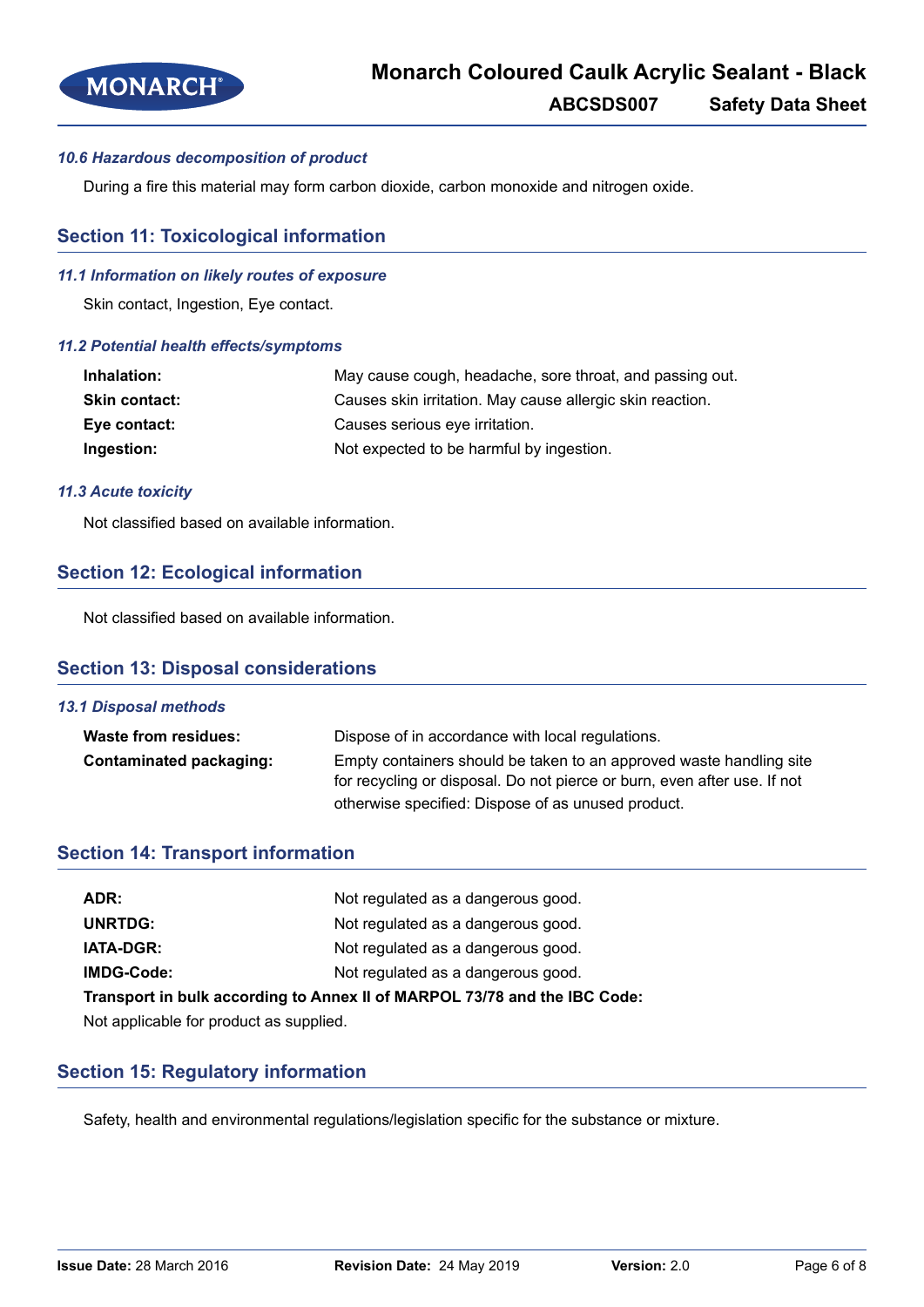### 10.6 Hazardous decomposition of product

During a fire this material may form carbon dioxide, carbon monoxide and nitrogen oxide.

## Section 11: Toxicological information

### 11.1 Information on likely routes of exposure

Skin contact, Ingestion, Eye contact.

### 11.2 Potential health effects/symptoms

| | |
|---|---|
| **Inhalation:** | May cause cough, headache, sore throat, and passing out. |
| **Skin contact:** | Causes skin irritation. May cause allergic skin reaction. |
| **Eye contact:** | Causes serious eye irritation. |
| **Ingestion:** | Not expected to be harmful by ingestion. |

### 11.3 Acute toxicity

Not classified based on available information.

## Section 12: Ecological information

Not classified based on available information.

## Section 13: Disposal considerations

### 13.1 Disposal methods

| | |
|---|---|
| **Waste from residues:** | Dispose of in accordance with local regulations. |
| **Contaminated packaging:** | Empty containers should be taken to an approved waste handling site for recycling or disposal. Do not pierce or burn, even after use. If not otherwise specified: Dispose of as unused product. |

## Section 14: Transport information

| | |
|---|---|
| **ADR:** | Not regulated as a dangerous good. |
| **UNRTDG:** | Not regulated as a dangerous good. |
| **IATA-DGR:** | Not regulated as a dangerous good. |
| **IMDG-Code:** | Not regulated as a dangerous good. |

**Transport in bulk according to Annex II of MARPOL 73/78 and the IBC Code:**

Not applicable for product as supplied.

## Section 15: Regulatory information

Safety, health and environmental regulations/legislation specific for the substance or mixture.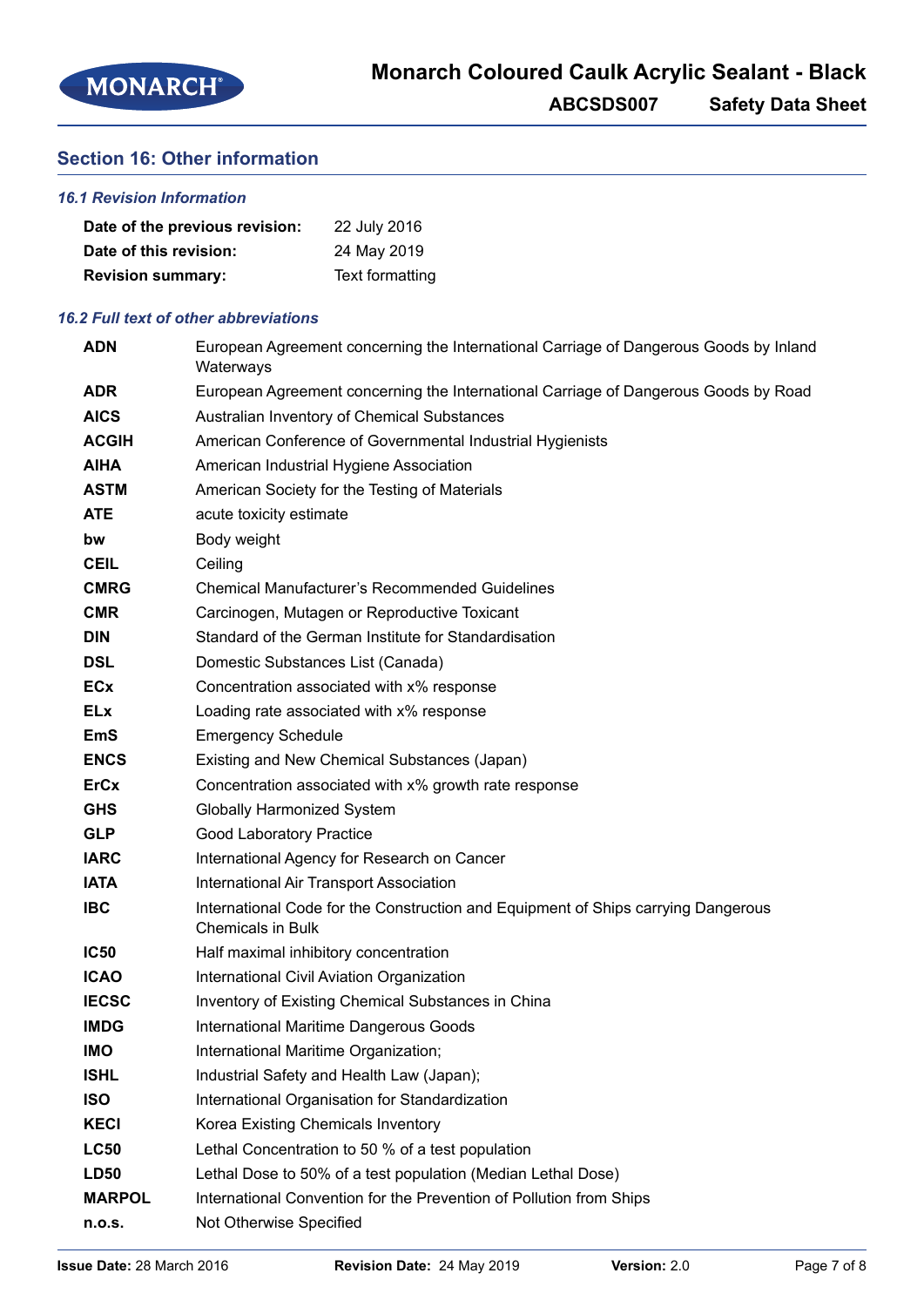## Section 16: Other information

### *16.1 Revision Information*

| | |
|---|---|
| **Date of the previous revision:** | 22 July 2016 |
| **Date of this revision:** | 24 May 2019 |
| **Revision summary:** | Text formatting |

### *16.2 Full text of other abbreviations*

| | |
|---|---|
| **ADN** | European Agreement concerning the International Carriage of Dangerous Goods by Inland Waterways |
| **ADR** | European Agreement concerning the International Carriage of Dangerous Goods by Road |
| **AICS** | Australian Inventory of Chemical Substances |
| **ACGIH** | American Conference of Governmental Industrial Hygienists |
| **AIHA** | American Industrial Hygiene Association |
| **ASTM** | American Society for the Testing of Materials |
| **ATE** | acute toxicity estimate |
| **bw** | Body weight |
| **CEIL** | Ceiling |
| **CMRG** | Chemical Manufacturer's Recommended Guidelines |
| **CMR** | Carcinogen, Mutagen or Reproductive Toxicant |
| **DIN** | Standard of the German Institute for Standardisation |
| **DSL** | Domestic Substances List (Canada) |
| **ECx** | Concentration associated with x% response |
| **ELx** | Loading rate associated with x% response |
| **EmS** | Emergency Schedule |
| **ENCS** | Existing and New Chemical Substances (Japan) |
| **ErCx** | Concentration associated with x% growth rate response |
| **GHS** | Globally Harmonized System |
| **GLP** | Good Laboratory Practice |
| **IARC** | International Agency for Research on Cancer |
| **IATA** | International Air Transport Association |
| **IBC** | International Code for the Construction and Equipment of Ships carrying Dangerous Chemicals in Bulk |
| **IC50** | Half maximal inhibitory concentration |
| **ICAO** | International Civil Aviation Organization |
| **IECSC** | Inventory of Existing Chemical Substances in China |
| **IMDG** | International Maritime Dangerous Goods |
| **IMO** | International Maritime Organization; |
| **ISHL** | Industrial Safety and Health Law (Japan); |
| **ISO** | International Organisation for Standardization |
| **KECI** | Korea Existing Chemicals Inventory |
| **LC50** | Lethal Concentration to 50 % of a test population |
| **LD50** | Lethal Dose to 50% of a test population (Median Lethal Dose) |
| **MARPOL** | International Convention for the Prevention of Pollution from Ships |
| **n.o.s.** | Not Otherwise Specified |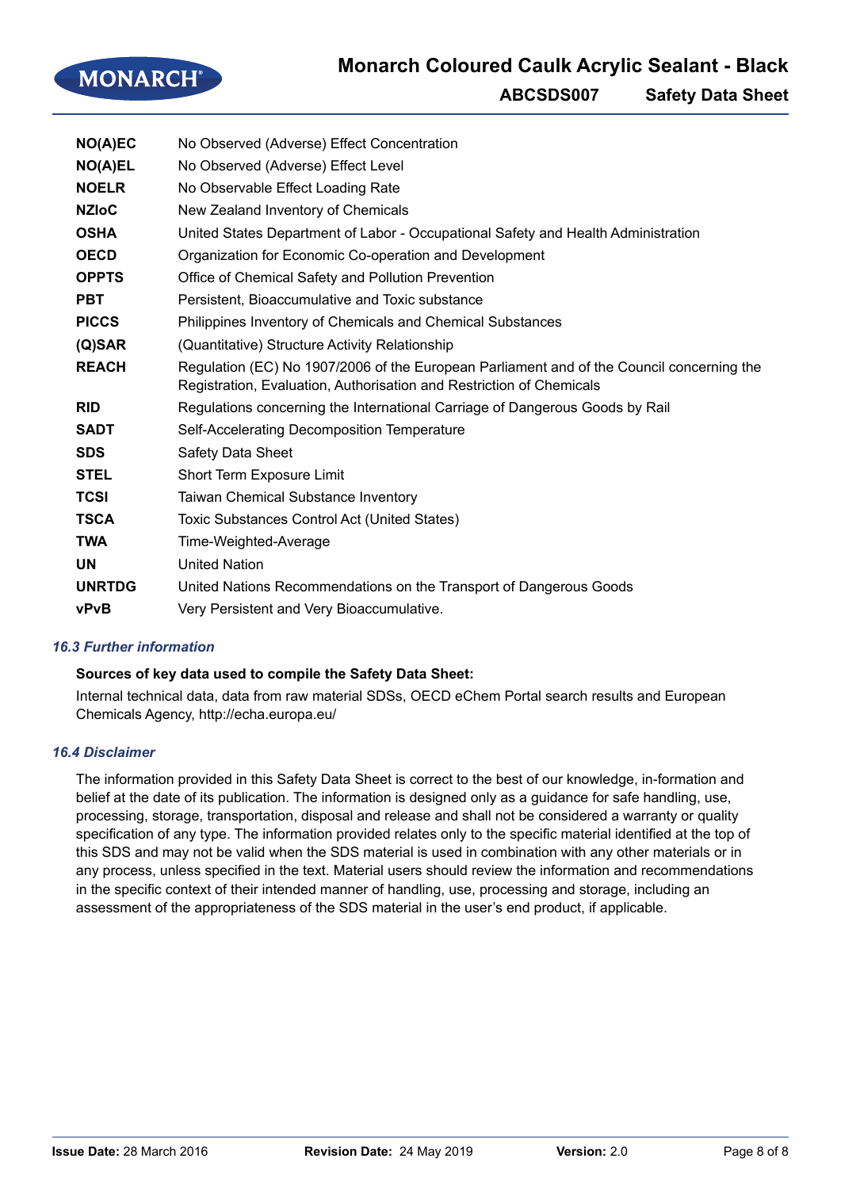| | |
|---|---|
| **NO(A)EC** | No Observed (Adverse) Effect Concentration |
| **NO(A)EL** | No Observed (Adverse) Effect Level |
| **NOELR** | No Observable Effect Loading Rate |
| **NZIoC** | New Zealand Inventory of Chemicals |
| **OSHA** | United States Department of Labor - Occupational Safety and Health Administration |
| **OECD** | Organization for Economic Co-operation and Development |
| **OPPTS** | Office of Chemical Safety and Pollution Prevention |
| **PBT** | Persistent, Bioaccumulative and Toxic substance |
| **PICCS** | Philippines Inventory of Chemicals and Chemical Substances |
| **(Q)SAR** | (Quantitative) Structure Activity Relationship |
| **REACH** | Regulation (EC) No 1907/2006 of the European Parliament and of the Council concerning the Registration, Evaluation, Authorisation and Restriction of Chemicals |
| **RID** | Regulations concerning the International Carriage of Dangerous Goods by Rail |
| **SADT** | Self-Accelerating Decomposition Temperature |
| **SDS** | Safety Data Sheet |
| **STEL** | Short Term Exposure Limit |
| **TCSI** | Taiwan Chemical Substance Inventory |
| **TSCA** | Toxic Substances Control Act (United States) |
| **TWA** | Time-Weighted-Average |
| **UN** | United Nation |
| **UNRTDG** | United Nations Recommendations on the Transport of Dangerous Goods |
| **vPvB** | Very Persistent and Very Bioaccumulative. |

### *16.3 Further information*

**Sources of key data used to compile the Safety Data Sheet:**

Internal technical data, data from raw material SDSs, OECD eChem Portal search results and European Chemicals Agency, http://echa.europa.eu/

### *16.4 Disclaimer*

The information provided in this Safety Data Sheet is correct to the best of our knowledge, in-formation and belief at the date of its publication. The information is designed only as a guidance for safe handling, use, processing, storage, transportation, disposal and release and shall not be considered a warranty or quality specification of any type. The information provided relates only to the specific material identified at the top of this SDS and may not be valid when the SDS material is used in combination with any other materials or in any process, unless specified in the text. Material users should review the information and recommendations in the specific context of their intended manner of handling, use, processing and storage, including an assessment of the appropriateness of the SDS material in the user's end product, if applicable.